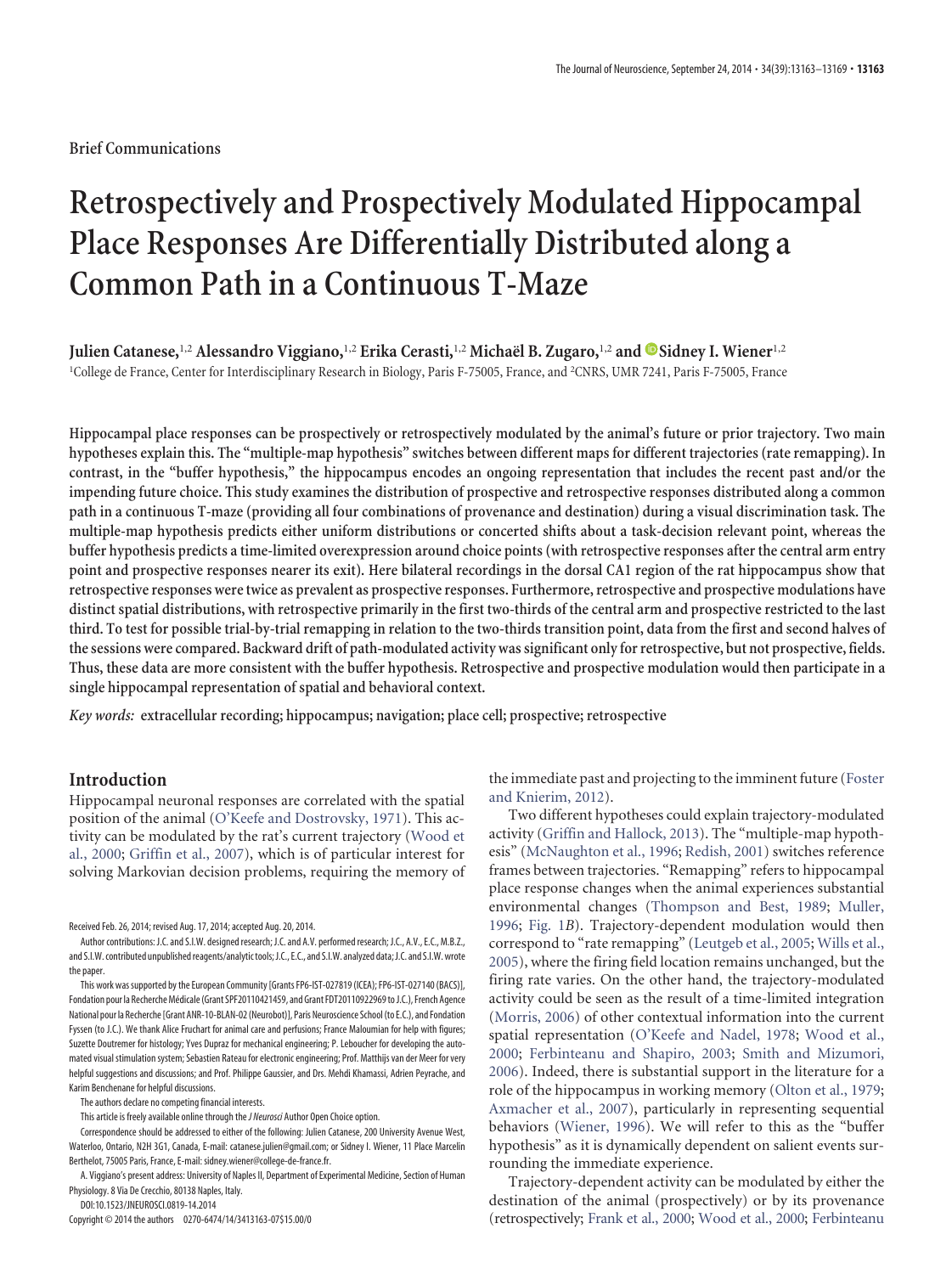Brief Communications

# Retrospectively and Prospectively Modulated Hippocampal Place Responses Are Differentially Distributed along a Common Path in a Continuous T-Maze

**Julien Catanese,[1,2] Alessandro Viggiano,[1,2] Erika Cerasti,[1,2] Michaël B. Zugaro,[1,2] and Sidney I. Wiener[1,2]**

[1]College de France, Center for Interdisciplinary Research in Biology, Paris F-75005, France, and [2]CNRS, UMR 7241, Paris F-75005, France

**Hippocampal place responses can be prospectively or retrospectively modulated by the animal's future or prior trajectory. Two main hypotheses explain this. The "multiple-map hypothesis" switches between different maps for different trajectories (rate remapping). In contrast, in the "buffer hypothesis," the hippocampus encodes an ongoing representation that includes the recent past and/or the impending future choice. This study examines the distribution of prospective and retrospective responses distributed along a common path in a continuous T-maze (providing all four combinations of provenance and destination) during a visual discrimination task. The multiple-map hypothesis predicts either uniform distributions or concerted shifts about a task-decision relevant point, whereas the buffer hypothesis predicts a time-limited overexpression around choice points (with retrospective responses after the central arm entry point and prospective responses nearer its exit). Here bilateral recordings in the dorsal CA1 region of the rat hippocampus show that retrospective responses were twice as prevalent as prospective responses. Furthermore, retrospective and prospective modulations have distinct spatial distributions, with retrospective primarily in the first two-thirds of the central arm and prospective restricted to the last third. To test for possible trial-by-trial remapping in relation to the two-thirds transition point, data from the first and second halves of the sessions were compared. Backward drift of path-modulated activity was significant only for retrospective, but not prospective, fields. Thus, these data are more consistent with the buffer hypothesis. Retrospective and prospective modulation would then participate in a single hippocampal representation of spatial and behavioral context.**

*Key words:* **extracellular recording; hippocampus; navigation; place cell; prospective; retrospective**

## Introduction

Hippocampal neuronal responses are correlated with the spatial position of the animal (O'Keefe and Dostrovsky, 1971). This activity can be modulated by the rat's current trajectory (Wood et al., 2000; Griffin et al., 2007), which is of particular interest for solving Markovian decision problems, requiring the memory of the immediate past and projecting to the imminent future (Foster and Knierim, 2012).

Two different hypotheses could explain trajectory-modulated activity (Griffin and Hallock, 2013). The "multiple-map hypothesis" (McNaughton et al., 1996; Redish, 2001) switches reference frames between trajectories. "Remapping" refers to hippocampal place response changes when the animal experiences substantial environmental changes (Thompson and Best, 1989; Muller, 1996; Fig. 1*B*). Trajectory-dependent modulation would then correspond to "rate remapping" (Leutgeb et al., 2005; Wills et al., 2005), where the firing field location remains unchanged, but the firing rate varies. On the other hand, the trajectory-modulated activity could be seen as the result of a time-limited integration (Morris, 2006) of other contextual information into the current spatial representation (O'Keefe and Nadel, 1978; Wood et al., 2000; Ferbinteanu and Shapiro, 2003; Smith and Mizumori, 2006). Indeed, there is substantial support in the literature for a role of the hippocampus in working memory (Olton et al., 1979; Axmacher et al., 2007), particularly in representing sequential behaviors (Wiener, 1996). We will refer to this as the "buffer hypothesis" as it is dynamically dependent on salient events surrounding the immediate experience.

Trajectory-dependent activity can be modulated by either the destination of the animal (prospectively) or by its provenance (retrospectively; Frank et al., 2000; Wood et al., 2000; Ferbinteanu

Received Feb. 26, 2014; revised Aug. 17, 2014; accepted Aug. 20, 2014.

Author contributions: J.C. and S.I.W. designed research; J.C. and A.V. performed research; J.C., A.V., E.C., M.B.Z., and S.I.W. contributed unpublished reagents/analytic tools; J.C., E.C., and S.I.W. analyzed data; J.C. and S.I.W. wrote the paper.

This work was supported by the European Community [Grants FP6-IST-027819 (ICEA); FP6-IST-027140 (BACS)], Fondation pour la Recherche Médicale (Grant SPF20110421459, and Grant FDT20110922969 to J.C.), French Agence National pour la Recherche [Grant ANR-10-BLAN-02 (Neurobot)], Paris Neuroscience School (to E.C.), and Fondation Fyssen (to J.C.). We thank Alice Fruchart for animal care and perfusions; France Maloumian for help with figures; Suzette Doutremer for histology; Yves Dupraz for mechanical engineering; P. Leboucher for developing the automated visual stimulation system; Sebastien Rateau for electronic engineering; Prof. Matthijs van der Meer for very helpful suggestions and discussions; and Prof. Philippe Gaussier, and Drs. Mehdi Khamassi, Adrien Peyrache, and Karim Benchenane for helpful discussions.

The authors declare no competing financial interests.

This article is freely available online through the *J Neurosci* Author Open Choice option.

Correspondence should be addressed to either of the following: Julien Catanese, 200 University Avenue West, Waterloo, Ontario, N2H 3G1, Canada, E-mail: catanese.julien@gmail.com; or Sidney I. Wiener, 11 Place Marcelin Berthelot, 75005 Paris, France, E-mail: sidney.wiener@college-de-france.fr.

A. Viggiano's present address: University of Naples II, Department of Experimental Medicine, Section of Human Physiology. 8 Via De Crecchio, 80138 Naples, Italy.

DOI:10.1523/JNEUROSCI.0819-14.2014

Copyright © 2014 the authors 0270-6474/14/3413163-07$15.00/0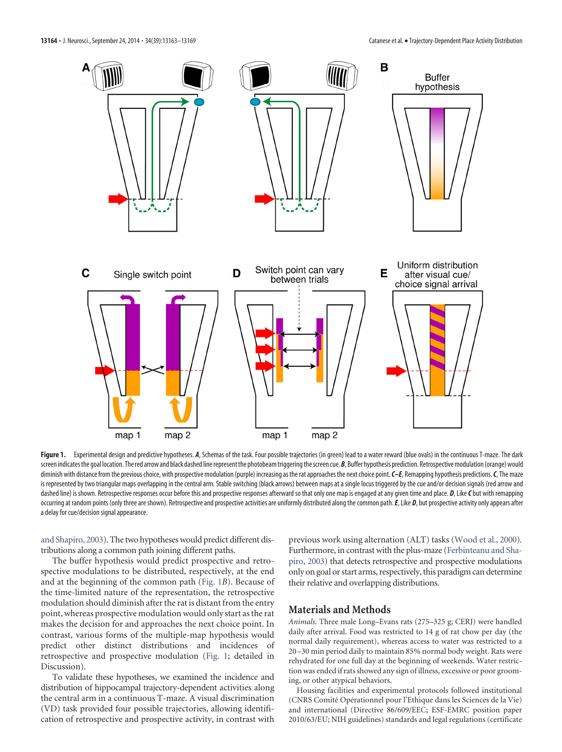A

B

Buffer hypothesis

C

Single switch point

map 1

map 2

D

Switch point can vary between trials

map 1

map 2

E

Uniform distribution after visual cue/ choice signal arrival

**Figure 1.** Experimental design and predictive hypotheses. ***A***, Schemas of the task. Four possible trajectories (in green) lead to a water reward (blue ovals) in the continuous T-maze. The dark screen indicates the goal location. The red arrow and black dashed line represent the photobeam triggering the screen cue. ***B***, Buffer hypothesis prediction. Retrospective modulation (orange) would diminish with distance from the previous choice, with prospective modulation (purple) increasing as the rat approaches the next choice point. ***C–E***, Remapping hypothesis predictions. ***C***, The maze is represented by two triangular maps overlapping in the central arm. Stable switching (black arrows) between maps at a single locus triggered by the cue and/or decision signals (red arrow and dashed line) is shown. Retrospective responses occur before this and prospective responses afterward so that only one map is engaged at any given time and place. ***D***, Like ***C*** but with remapping occurring at random points (only three are shown). Retrospective and prospective activities are uniformly distributed along the common path. ***E***, Like ***D***, but prospective activity only appears after a delay for cue/decision signal appearance.

and Shapiro, 2003). The two hypotheses would predict different distributions along a common path joining different paths.

The buffer hypothesis would predict prospective and retrospective modulations to be distributed, respectively, at the end and at the beginning of the common path (Fig. 1*B*). Because of the time-limited nature of the representation, the retrospective modulation should diminish after the rat is distant from the entry point, whereas prospective modulation would only start as the rat makes the decision for and approaches the next choice point. In contrast, various forms of the multiple-map hypothesis would predict other distinct distributions and incidences of retrospective and prospective modulation (Fig. 1; detailed in Discussion).

To validate these hypotheses, we examined the incidence and distribution of hippocampal trajectory-dependent activities along the central arm in a continuous T-maze. A visual discrimination (VD) task provided four possible trajectories, allowing identification of retrospective and prospective activity, in contrast with previous work using alternation (ALT) tasks (Wood et al., 2000). Furthermore, in contrast with the plus-maze (Ferbinteanu and Shapiro, 2003) that detects retrospective and prospective modulations only on goal or start arms, respectively, this paradigm can determine their relative and overlapping distributions.

## Materials and Methods

*Animals.* Three male Long–Evans rats (275–325 g; CERJ) were handled daily after arrival. Food was restricted to 14 g of rat chow per day (the normal daily requirement), whereas access to water was restricted to a 20–30 min period daily to maintain 85% normal body weight. Rats were rehydrated for one full day at the beginning of weekends. Water restriction was ended if rats showed any sign of illness, excessive or poor grooming, or other atypical behaviors.

Housing facilities and experimental protocols followed institutional (CNRS Comité Opérationnel pour l'Ethique dans les Sciences de la Vie) and international (Directive 86/609/EEC; ESF-EMRC position paper 2010/63/EU; NIH guidelines) standards and legal regulations (certificate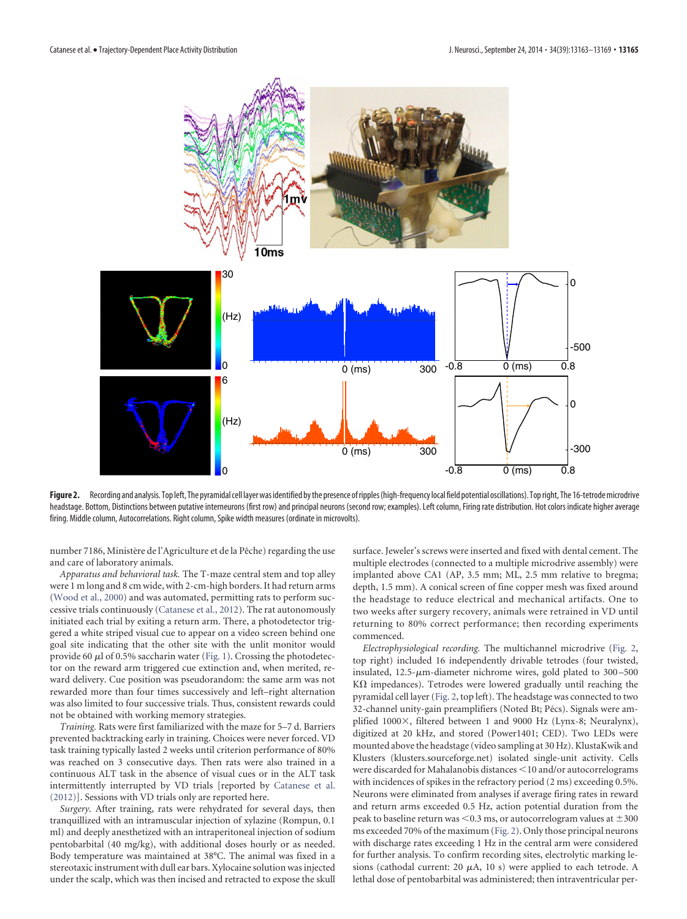**Figure 2.** Recording and analysis. Top left, The pyramidal cell layer was identified by the presence of ripples (high-frequency local field potential oscillations). Top right, The 16-tetrode microdrive headstage. Bottom, Distinctions between putative interneurons (first row) and principal neurons (second row; examples). Left column, Firing rate distribution. Hot colors indicate higher average firing. Middle column, Autocorrelations. Right column, Spike width measures (ordinate in microvolts).

number 7186, Ministère de l'Agriculture et de la Pêche) regarding the use and care of laboratory animals.

*Apparatus and behavioral task.* The T-maze central stem and top alley were 1 m long and 8 cm wide, with 2-cm-high borders. It had return arms (Wood et al., 2000) and was automated, permitting rats to perform successive trials continuously (Catanese et al., 2012). The rat autonomously initiated each trial by exiting a return arm. There, a photodetector triggered a white striped visual cue to appear on a video screen behind one goal site indicating that the other site with the unlit monitor would provide 60 μl of 0.5% saccharin water (Fig. 1). Crossing the photodetector on the reward arm triggered cue extinction and, when merited, reward delivery. Cue position was pseudorandom: the same arm was not rewarded more than four times successively and left–right alternation was also limited to four successive trials. Thus, consistent rewards could not be obtained with working memory strategies.

*Training.* Rats were first familiarized with the maze for 5–7 d. Barriers prevented backtracking early in training. Choices were never forced. VD task training typically lasted 2 weeks until criterion performance of 80% was reached on 3 consecutive days. Then rats were also trained in a continuous ALT task in the absence of visual cues or in the ALT task intermittently interrupted by VD trials [reported by Catanese et al. (2012)]. Sessions with VD trials only are reported here.

*Surgery.* After training, rats were rehydrated for several days, then tranquillized with an intramuscular injection of xylazine (Rompun, 0.1 ml) and deeply anesthetized with an intraperitoneal injection of sodium pentobarbital (40 mg/kg), with additional doses hourly or as needed. Body temperature was maintained at 38°C. The animal was fixed in a stereotaxic instrument with dull ear bars. Xylocaine solution was injected under the scalp, which was then incised and retracted to expose the skull surface. Jeweler's screws were inserted and fixed with dental cement. The multiple electrodes (connected to a multiple microdrive assembly) were implanted above CA1 (AP, 3.5 mm; ML, 2.5 mm relative to bregma; depth, 1.5 mm). A conical screen of fine copper mesh was fixed around the headstage to reduce electrical and mechanical artifacts. One to two weeks after surgery recovery, animals were retrained in VD until returning to 80% correct performance; then recording experiments commenced.

*Electrophysiological recording.* The multichannel microdrive (Fig. 2, top right) included 16 independently drivable tetrodes (four twisted, insulated, 12.5-μm-diameter nichrome wires, gold plated to 300–500 KΩ impedances). Tetrodes were lowered gradually until reaching the pyramidal cell layer (Fig. 2, top left). The headstage was connected to two 32-channel unity-gain preamplifiers (Noted Bt; Pécs). Signals were amplified 1000×, filtered between 1 and 9000 Hz (Lynx-8; Neuralynx), digitized at 20 kHz, and stored (Power1401; CED). Two LEDs were mounted above the headstage (video sampling at 30 Hz). KlustaKwik and Klusters (klusters.sourceforge.net) isolated single-unit activity. Cells were discarded for Mahalanobis distances <10 and/or autocorrelograms with incidences of spikes in the refractory period (2 ms) exceeding 0.5%. Neurons were eliminated from analyses if average firing rates in reward and return arms exceeded 0.5 Hz, action potential duration from the peak to baseline return was <0.3 ms, or autocorrelogram values at ±300 ms exceeded 70% of the maximum (Fig. 2). Only those principal neurons with discharge rates exceeding 1 Hz in the central arm were considered for further analysis. To confirm recording sites, electrolytic marking lesions (cathodal current: 20 μA, 10 s) were applied to each tetrode. A lethal dose of pentobarbital was administered; then intraventricular per-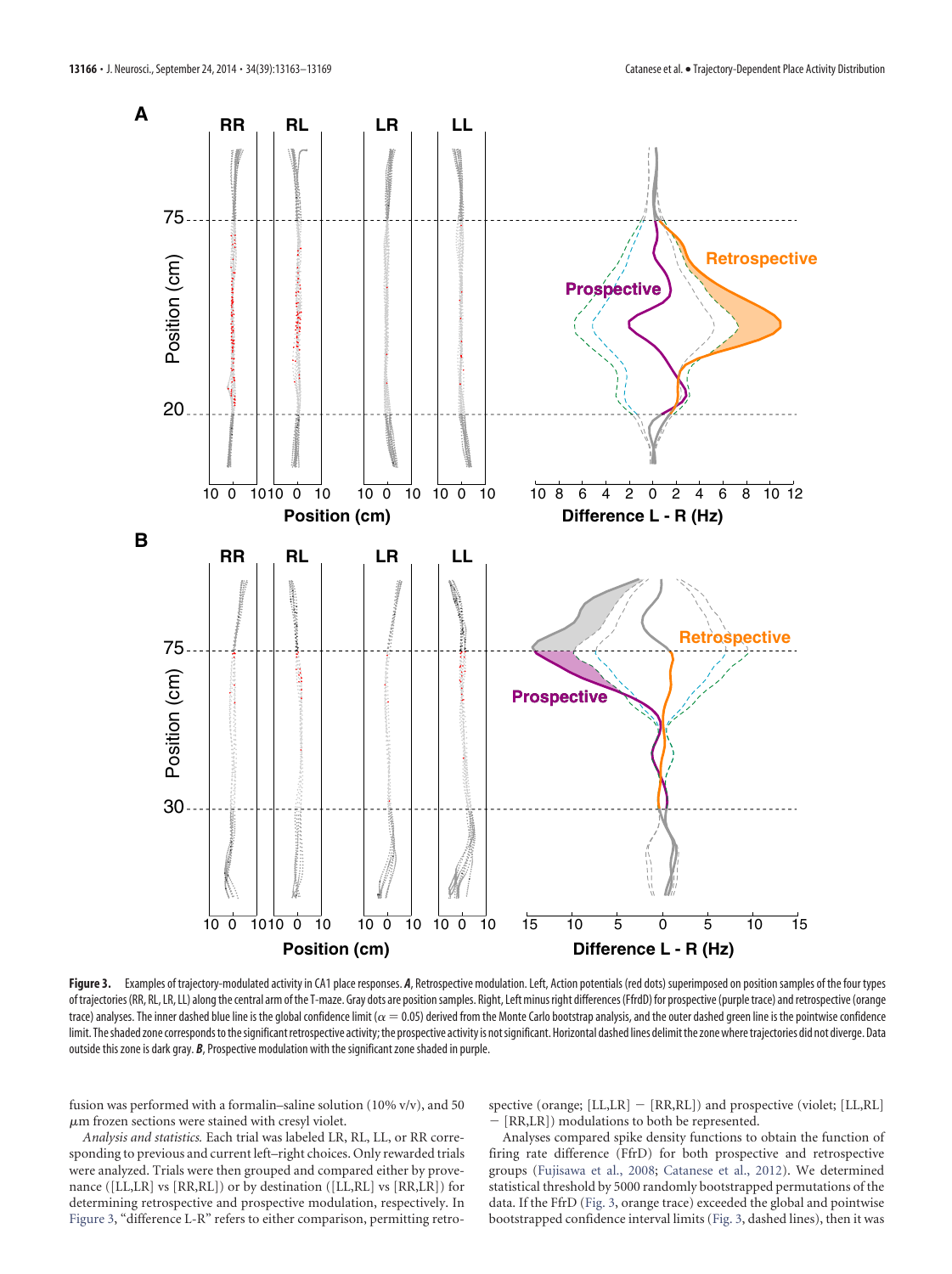**Figure 3.** Examples of trajectory-modulated activity in CA1 place responses. ***A***, Retrospective modulation. Left, Action potentials (red dots) superimposed on position samples of the four types of trajectories (RR, RL, LR, LL) along the central arm of the T-maze. Gray dots are position samples. Right, Left minus right differences (FfrdD) for prospective (purple trace) and retrospective (orange trace) analyses. The inner dashed blue line is the global confidence limit ($\alpha = 0.05$) derived from the Monte Carlo bootstrap analysis, and the outer dashed green line is the pointwise confidence limit. The shaded zone corresponds to the significant retrospective activity; the prospective activity is not significant. Horizontal dashed lines delimit the zone where trajectories did not diverge. Data outside this zone is dark gray. ***B***, Prospective modulation with the significant zone shaded in purple.

fusion was performed with a formalin–saline solution (10% v/v), and 50 $\mu$m frozen sections were stained with cresyl violet.

*Analysis and statistics.* Each trial was labeled LR, RL, LL, or RR corresponding to previous and current left–right choices. Only rewarded trials were analyzed. Trials were then grouped and compared either by provenance ([LL,LR] vs [RR,RL]) or by destination ([LL,RL] vs [RR,LR]) for determining retrospective and prospective modulation, respectively. In Figure 3, "difference L-R" refers to either comparison, permitting retrospective (orange; [LL,LR] − [RR,RL]) and prospective (violet; [LL,RL] − [RR,LR]) modulations to both be represented.

Analyses compared spike density functions to obtain the function of firing rate difference (FfrD) for both prospective and retrospective groups (Fujisawa et al., 2008; Catanese et al., 2012). We determined statistical threshold by 5000 randomly bootstrapped permutations of the data. If the FfrD (Fig. 3, orange trace) exceeded the global and pointwise bootstrapped confidence interval limits (Fig. 3, dashed lines), then it was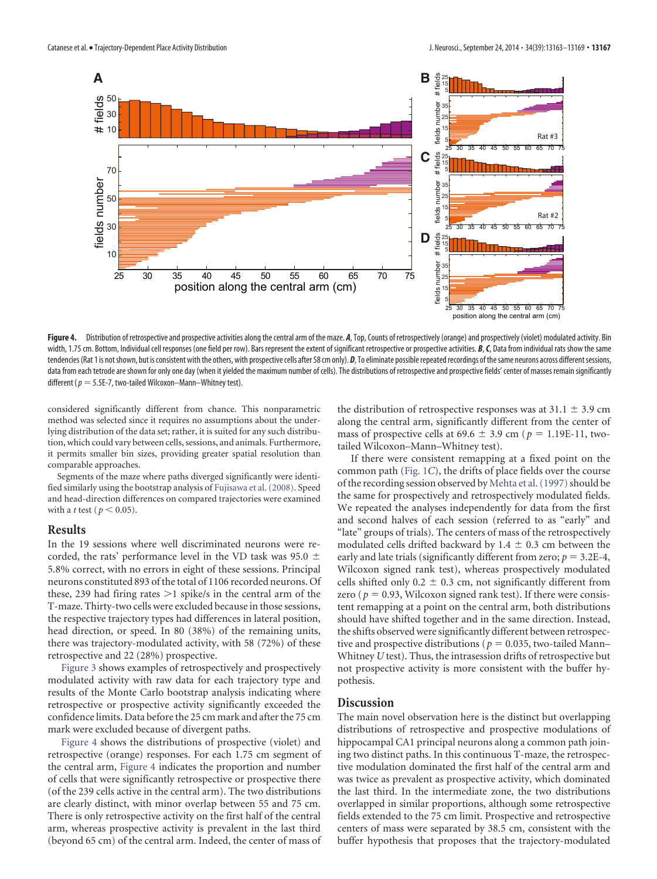**Figure 4.** Distribution of retrospective and prospective activities along the central arm of the maze. ***A***, Top, Counts of retrospectively (orange) and prospectively (violet) modulated activity. Bin width, 1.75 cm. Bottom, Individual cell responses (one field per row). Bars represent the extent of significant retrospective or prospective activities. ***B***, ***C***, Data from individual rats show the same tendencies (Rat 1 is not shown, but is consistent with the others, with prospective cells after 58 cm only). ***D***, To eliminate possible repeated recordings of the same neurons across different sessions, data from each tetrode are shown for only one day (when it yielded the maximum number of cells). The distributions of retrospective and prospective fields' center of masses remain significantly different ($p = 5.5E\text{-}7$, two-tailed Wilcoxon–Mann–Whitney test).

considered significantly different from chance. This nonparametric method was selected since it requires no assumptions about the underlying distribution of the data set; rather, it is suited for any such distribution, which could vary between cells, sessions, and animals. Furthermore, it permits smaller bin sizes, providing greater spatial resolution than comparable approaches.

Segments of the maze where paths diverged significantly were identified similarly using the bootstrap analysis of Fujisawa et al. (2008). Speed and head-direction differences on compared trajectories were examined with a *t* test ($p < 0.05$).

## Results

In the 19 sessions where well discriminated neurons were recorded, the rats' performance level in the VD task was 95.0 ± 5.8% correct, with no errors in eight of these sessions. Principal neurons constituted 893 of the total of 1106 recorded neurons. Of these, 239 had firing rates >1 spike/s in the central arm of the T-maze. Thirty-two cells were excluded because in those sessions, the respective trajectory types had differences in lateral position, head direction, or speed. In 80 (38%) of the remaining units, there was trajectory-modulated activity, with 58 (72%) of these retrospective and 22 (28%) prospective.

Figure 3 shows examples of retrospectively and prospectively modulated activity with raw data for each trajectory type and results of the Monte Carlo bootstrap analysis indicating where retrospective or prospective activity significantly exceeded the confidence limits. Data before the 25 cm mark and after the 75 cm mark were excluded because of divergent paths.

Figure 4 shows the distributions of prospective (violet) and retrospective (orange) responses. For each 1.75 cm segment of the central arm, Figure 4 indicates the proportion and number of cells that were significantly retrospective or prospective there (of the 239 cells active in the central arm). The two distributions are clearly distinct, with minor overlap between 55 and 75 cm. There is only retrospective activity on the first half of the central arm, whereas prospective activity is prevalent in the last third (beyond 65 cm) of the central arm. Indeed, the center of mass of the distribution of retrospective responses was at 31.1 ± 3.9 cm along the central arm, significantly different from the center of mass of prospective cells at 69.6 ± 3.9 cm ($p = 1.19E\text{-}11$, two-tailed Wilcoxon–Mann–Whitney test).

If there were consistent remapping at a fixed point on the common path (Fig. 1*C*), the drifts of place fields over the course of the recording session observed by Mehta et al. (1997) should be the same for prospectively and retrospectively modulated fields. We repeated the analyses independently for data from the first and second halves of each session (referred to as "early" and "late" groups of trials). The centers of mass of the retrospectively modulated cells drifted backward by 1.4 ± 0.3 cm between the early and late trials (significantly different from zero; $p = 3.2E\text{-}4$, Wilcoxon signed rank test), whereas prospectively modulated cells shifted only 0.2 ± 0.3 cm, not significantly different from zero ($p = 0.93$, Wilcoxon signed rank test). If there were consistent remapping at a point on the central arm, both distributions should have shifted together and in the same direction. Instead, the shifts observed were significantly different between retrospective and prospective distributions ($p = 0.035$, two-tailed Mann–Whitney *U* test). Thus, the intrasession drifts of retrospective but not prospective activity is more consistent with the buffer hypothesis.

## Discussion

The main novel observation here is the distinct but overlapping distributions of retrospective and prospective modulations of hippocampal CA1 principal neurons along a common path joining two distinct paths. In this continuous T-maze, the retrospective modulation dominated the first half of the central arm and was twice as prevalent as prospective activity, which dominated the last third. In the intermediate zone, the two distributions overlapped in similar proportions, although some retrospective fields extended to the 75 cm limit. Prospective and retrospective centers of mass were separated by 38.5 cm, consistent with the buffer hypothesis that proposes that the trajectory-modulated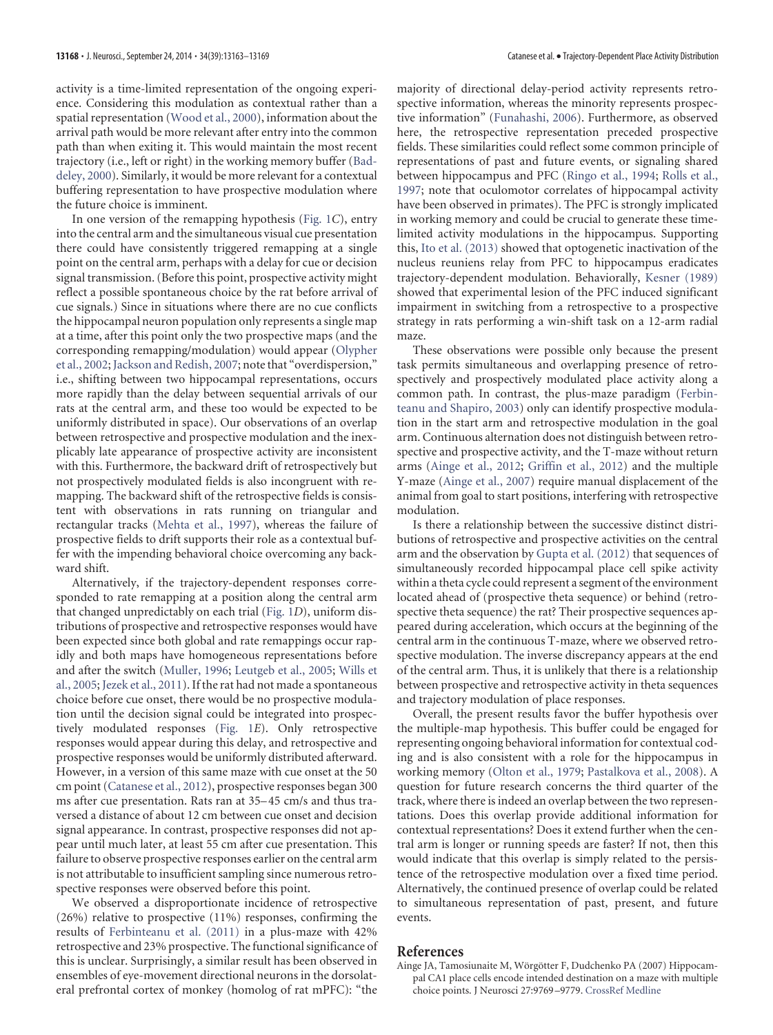activity is a time-limited representation of the ongoing experience. Considering this modulation as contextual rather than a spatial representation (Wood et al., 2000), information about the arrival path would be more relevant after entry into the common path than when exiting it. This would maintain the most recent trajectory (i.e., left or right) in the working memory buffer (Baddeley, 2000). Similarly, it would be more relevant for a contextual buffering representation to have prospective modulation where the future choice is imminent.

In one version of the remapping hypothesis (Fig. 1*C*), entry into the central arm and the simultaneous visual cue presentation there could have consistently triggered remapping at a single point on the central arm, perhaps with a delay for cue or decision signal transmission. (Before this point, prospective activity might reflect a possible spontaneous choice by the rat before arrival of cue signals.) Since in situations where there are no cue conflicts the hippocampal neuron population only represents a single map at a time, after this point only the two prospective maps (and the corresponding remapping/modulation) would appear (Olypher et al., 2002; Jackson and Redish, 2007; note that "overdispersion," i.e., shifting between two hippocampal representations, occurs more rapidly than the delay between sequential arrivals of our rats at the central arm, and these too would be expected to be uniformly distributed in space). Our observations of an overlap between retrospective and prospective modulation and the inexplicably late appearance of prospective activity are inconsistent with this. Furthermore, the backward drift of retrospectively but not prospectively modulated fields is also incongruent with remapping. The backward shift of the retrospective fields is consistent with observations in rats running on triangular and rectangular tracks (Mehta et al., 1997), whereas the failure of prospective fields to drift supports their role as a contextual buffer with the impending behavioral choice overcoming any backward shift.

Alternatively, if the trajectory-dependent responses corresponded to rate remapping at a position along the central arm that changed unpredictably on each trial (Fig. 1*D*), uniform distributions of prospective and retrospective responses would have been expected since both global and rate remappings occur rapidly and both maps have homogeneous representations before and after the switch (Muller, 1996; Leutgeb et al., 2005; Wills et al., 2005; Jezek et al., 2011). If the rat had not made a spontaneous choice before cue onset, there would be no prospective modulation until the decision signal could be integrated into prospectively modulated responses (Fig. 1*E*). Only retrospective responses would appear during this delay, and retrospective and prospective responses would be uniformly distributed afterward. However, in a version of this same maze with cue onset at the 50 cm point (Catanese et al., 2012), prospective responses began 300 ms after cue presentation. Rats ran at 35–45 cm/s and thus traversed a distance of about 12 cm between cue onset and decision signal appearance. In contrast, prospective responses did not appear until much later, at least 55 cm after cue presentation. This failure to observe prospective responses earlier on the central arm is not attributable to insufficient sampling since numerous retrospective responses were observed before this point.

We observed a disproportionate incidence of retrospective (26%) relative to prospective (11%) responses, confirming the results of Ferbinteanu et al. (2011) in a plus-maze with 42% retrospective and 23% prospective. The functional significance of this is unclear. Surprisingly, a similar result has been observed in ensembles of eye-movement directional neurons in the dorsolateral prefrontal cortex of monkey (homolog of rat mPFC): "the majority of directional delay-period activity represents retrospective information, whereas the minority represents prospective information" (Funahashi, 2006). Furthermore, as observed here, the retrospective representation preceded prospective fields. These similarities could reflect some common principle of representations of past and future events, or signaling shared between hippocampus and PFC (Ringo et al., 1994; Rolls et al., 1997; note that oculomotor correlates of hippocampal activity have been observed in primates). The PFC is strongly implicated in working memory and could be crucial to generate these time-limited activity modulations in the hippocampus. Supporting this, Ito et al. (2013) showed that optogenetic inactivation of the nucleus reuniens relay from PFC to hippocampus eradicates trajectory-dependent modulation. Behaviorally, Kesner (1989) showed that experimental lesion of the PFC induced significant impairment in switching from a retrospective to a prospective strategy in rats performing a win-shift task on a 12-arm radial maze.

These observations were possible only because the present task permits simultaneous and overlapping presence of retrospectively and prospectively modulated place activity along a common path. In contrast, the plus-maze paradigm (Ferbinteanu and Shapiro, 2003) only can identify prospective modulation in the start arm and retrospective modulation in the goal arm. Continuous alternation does not distinguish between retrospective and prospective activity, and the T-maze without return arms (Ainge et al., 2012; Griffin et al., 2012) and the multiple Y-maze (Ainge et al., 2007) require manual displacement of the animal from goal to start positions, interfering with retrospective modulation.

Is there a relationship between the successive distinct distributions of retrospective and prospective activities on the central arm and the observation by Gupta et al. (2012) that sequences of simultaneously recorded hippocampal place cell spike activity within a theta cycle could represent a segment of the environment located ahead of (prospective theta sequence) or behind (retrospective theta sequence) the rat? Their prospective sequences appeared during acceleration, which occurs at the beginning of the central arm in the continuous T-maze, where we observed retrospective modulation. The inverse discrepancy appears at the end of the central arm. Thus, it is unlikely that there is a relationship between prospective and retrospective activity in theta sequences and trajectory modulation of place responses.

Overall, the present results favor the buffer hypothesis over the multiple-map hypothesis. This buffer could be engaged for representing ongoing behavioral information for contextual coding and is also consistent with a role for the hippocampus in working memory (Olton et al., 1979; Pastalkova et al., 2008). A question for future research concerns the third quarter of the track, where there is indeed an overlap between the two representations. Does this overlap provide additional information for contextual representations? Does it extend further when the central arm is longer or running speeds are faster? If not, then this would indicate that this overlap is simply related to the persistence of the retrospective modulation over a fixed time period. Alternatively, the continued presence of overlap could be related to simultaneous representation of past, present, and future events.

## References

Ainge JA, Tamosiunaite M, Wörgötter F, Dudchenko PA (2007) Hippocampal CA1 place cells encode intended destination on a maze with multiple choice points. J Neurosci 27:9769–9779. CrossRef Medline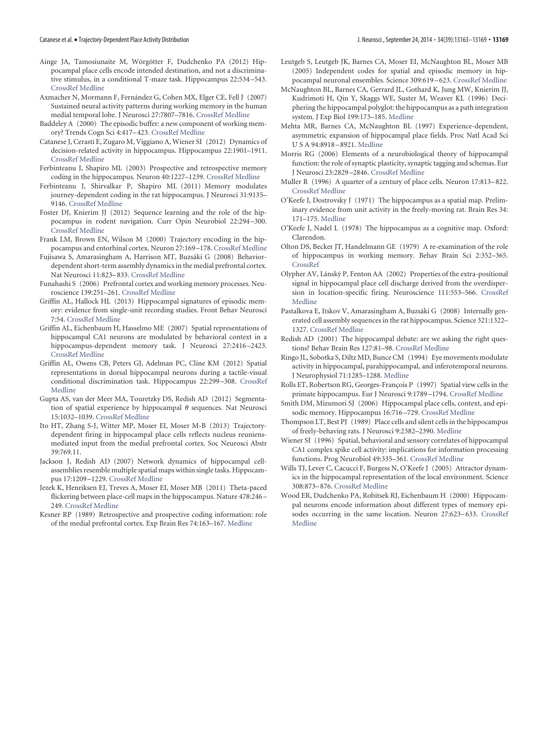Ainge JA, Tamosiunaite M, Wörgötter F, Dudchenko PA (2012) Hippocampal place cells encode intended destination, and not a discriminative stimulus, in a conditional T-maze task. Hippocampus 22:534–543. CrossRef Medline

Axmacher N, Mormann F, Fernández G, Cohen MX, Elger CE, Fell J (2007) Sustained neural activity patterns during working memory in the human medial temporal lobe. J Neurosci 27:7807–7816. CrossRef Medline

Baddeley A (2000) The episodic buffer: a new component of working memory? Trends Cogn Sci 4:417–423. CrossRef Medline

Catanese J, Cerasti E, Zugaro M, Viggiano A, Wiener SI (2012) Dynamics of decision-related activity in hippocampus. Hippocampus 22:1901–1911. CrossRef Medline

Ferbinteanu J, Shapiro ML (2003) Prospective and retrospective memory coding in the hippocampus. Neuron 40:1227–1239. CrossRef Medline

Ferbinteanu J, Shirvalkar P, Shapiro ML (2011) Memory modulates journey-dependent coding in the rat hippocampus. J Neurosci 31:9135–9146. CrossRef Medline

Foster DJ, Knierim JJ (2012) Sequence learning and the role of the hippocampus in rodent navigation. Curr Opin Neurobiol 22:294–300. CrossRef Medline

Frank LM, Brown EN, Wilson M (2000) Trajectory encoding in the hippocampus and entorhinal cortex. Neuron 27:169–178. CrossRef Medline

Fujisawa S, Amarasingham A, Harrison MT, Buzsáki G (2008) Behavior-dependent short-term assembly dynamics in the medial prefrontal cortex. Nat Neurosci 11:823–833. CrossRef Medline

Funahashi S (2006) Prefrontal cortex and working memory processes. Neuroscience 139:251–261. CrossRef Medline

Griffin AL, Hallock HL (2013) Hippocampal signatures of episodic memory: evidence from single-unit recording studies. Front Behav Neurosci 7:54. CrossRef Medline

Griffin AL, Eichenbaum H, Hasselmo ME (2007) Spatial representations of hippocampal CA1 neurons are modulated by behavioral context in a hippocampus-dependent memory task. J Neurosci 27:2416–2423. CrossRef Medline

Griffin AL, Owens CB, Peters GJ, Adelman PC, Cline KM (2012) Spatial representations in dorsal hippocampal neurons during a tactile-visual conditional discrimination task. Hippocampus 22:299–308. CrossRef Medline

Gupta AS, van der Meer MA, Touretzky DS, Redish AD (2012) Segmentation of spatial experience by hippocampal $\theta$ sequences. Nat Neurosci 15:1032–1039. CrossRef Medline

Ito HT, Zhang S-J, Witter MP, Moser EI, Moser M-B (2013) Trajectory-dependent firing in hippocampal place cells reflects nucleus reuniens-mediated input from the medial prefrontal cortex. Soc Neurosci Abstr 39:769.11.

Jackson J, Redish AD (2007) Network dynamics of hippocampal cell-assemblies resemble multiple spatial maps within single tasks. Hippocampus 17:1209–1229. CrossRef Medline

Jezek K, Henriksen EJ, Treves A, Moser EI, Moser MB (2011) Theta-paced flickering between place-cell maps in the hippocampus. Nature 478:246–249. CrossRef Medline

Kesner RP (1989) Retrospective and prospective coding information: role of the medial prefrontal cortex. Exp Brain Res 74:163–167. Medline

Leutgeb S, Leutgeb JK, Barnes CA, Moser EI, McNaughton BL, Moser MB (2005) Independent codes for spatial and episodic memory in hippocampal neuronal ensembles. Science 309:619–623. CrossRef Medline

McNaughton BL, Barnes CA, Gerrard JL, Gothard K, Jung MW, Knierim JJ, Kudrimoti H, Qin Y, Skaggs WE, Suster M, Weaver KL (1996) Deciphering the hippocampal polyglot: the hippocampus as a path integration system. J Exp Biol 199:173–185. Medline

Mehta MR, Barnes CA, McNaughton BL (1997) Experience-dependent, asymmetric expansion of hippocampal place fields. Proc Natl Acad Sci U S A 94:8918–8921. Medline

Morris RG (2006) Elements of a neurobiological theory of hippocampal function: the role of synaptic plasticity, synaptic tagging and schemas. Eur J Neurosci 23:2829–2846. CrossRef Medline

Muller R (1996) A quarter of a century of place cells. Neuron 17:813–822. CrossRef Medline

O'Keefe J, Dostrovsky J (1971) The hippocampus as a spatial map. Preliminary evidence from unit activity in the freely-moving rat. Brain Res 34:171–175. Medline

O'Keefe J, Nadel L (1978) The hippocampus as a cognitive map. Oxford: Clarendon.

Olton DS, Becker JT, Handelmann GE (1979) A re-examination of the role of hippocampus in working memory. Behav Brain Sci 2:352–365. CrossRef

Olypher AV, Lánský P, Fenton AA (2002) Properties of the extra-positional signal in hippocampal place cell discharge derived from the overdispersion in location-specific firing. Neuroscience 111:553–566. CrossRef Medline

Pastalkova E, Itskov V, Amarasingham A, Buzsáki G (2008) Internally generated cell assembly sequences in the rat hippocampus. Science 321:1322–1327. CrossRef Medline

Redish AD (2001) The hippocampal debate: are we asking the right questions? Behav Brain Res 127:81–98. CrossRef Medline

Ringo JL, Sobotka S, Diltz MD, Bunce CM (1994) Eye movements modulate activity in hippocampal, parahippocampal, and inferotemporal neurons. J Neurophysiol 71:1285–1288. Medline

Rolls ET, Robertson RG, Georges-François P (1997) Spatial view cells in the primate hippocampus. Eur J Neurosci 9:1789–1794. CrossRef Medline

Smith DM, Mizumori SJ (2006) Hippocampal place cells, context, and episodic memory. Hippocampus 16:716–729. CrossRef Medline

Thompson LT, Best PJ (1989) Place cells and silent cells in the hippocampus of freely-behaving rats. J Neurosci 9:2382–2390. Medline

Wiener SI (1996) Spatial, behavioral and sensory correlates of hippocampal CA1 complex spike cell activity: implications for information processing functions. Prog Neurobiol 49:335–361. CrossRef Medline

Wills TJ, Lever C, Cacucci F, Burgess N, O'Keefe J (2005) Attractor dynamics in the hippocampal representation of the local environment. Science 308:873–876. CrossRef Medline

Wood ER, Dudchenko PA, Robitsek RJ, Eichenbaum H (2000) Hippocampal neurons encode information about different types of memory episodes occurring in the same location. Neuron 27:623–633. CrossRef Medline